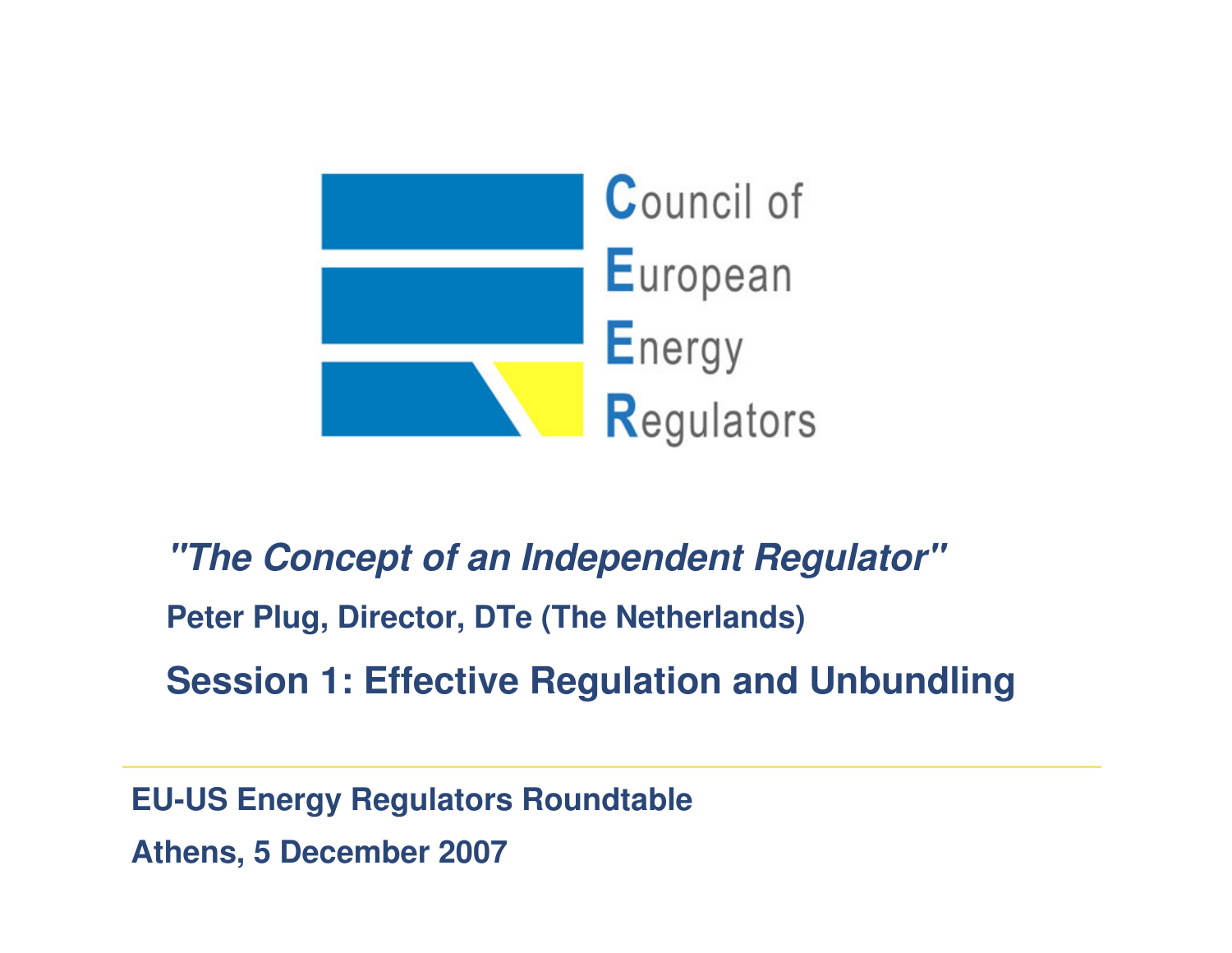Council of European Energy Regulators

# *"The Concept of an Independent Regulator"*

**Peter Plug, Director, DTe (The Netherlands)**

## Session 1: Effective Regulation and Unbundling

**EU-US Energy Regulators Roundtable**

**Athens, 5 December 2007**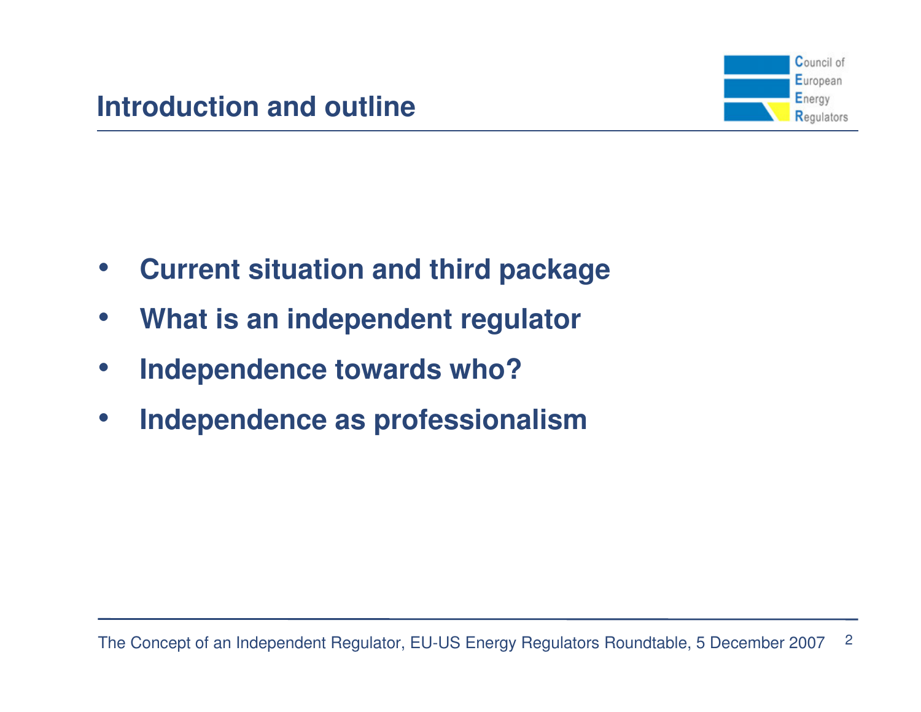## Introduction and outline

- **Current situation and third package**
- **What is an independent regulator**
- **Independence towards who?**
- **Independence as professionalism**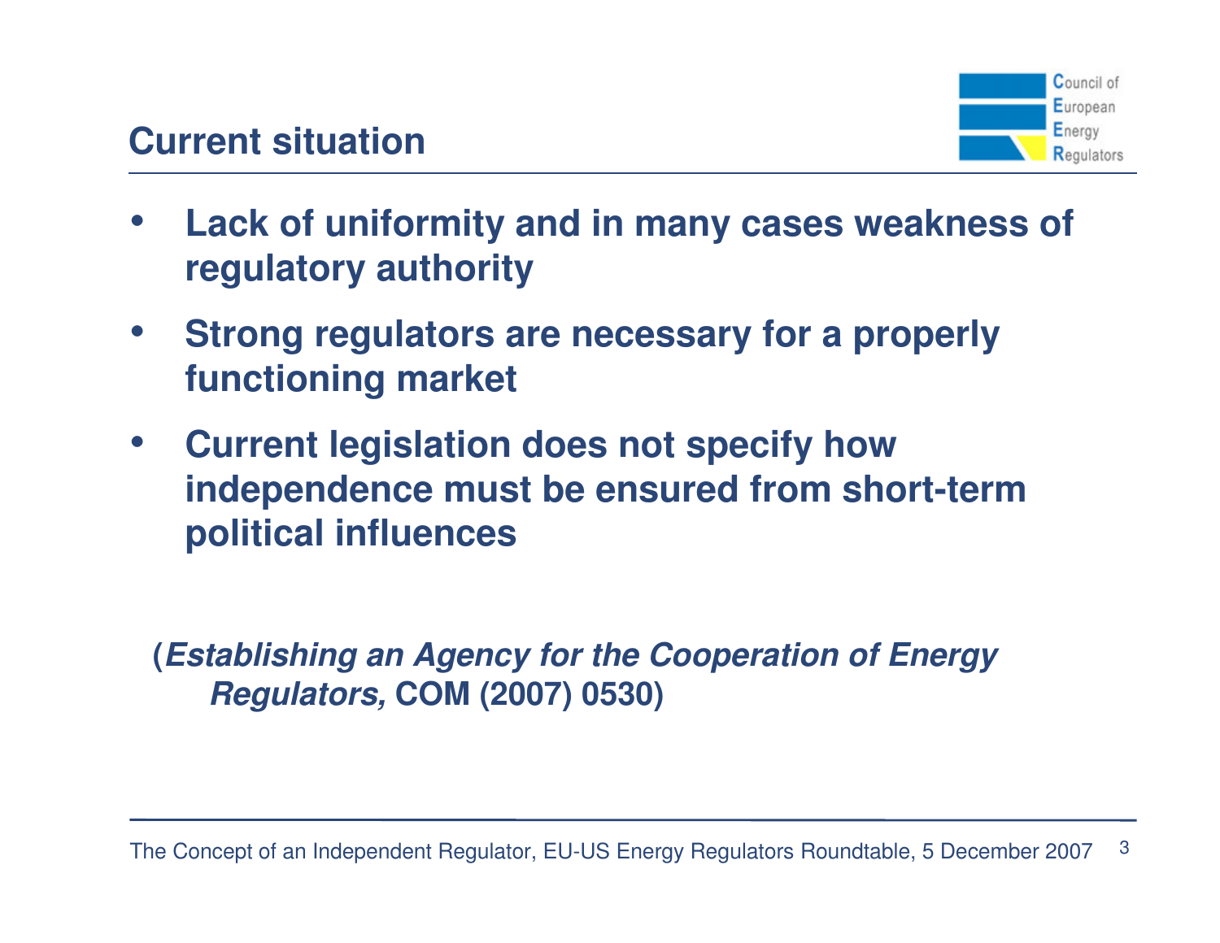## Current situation

- **Lack of uniformity and in many cases weakness of regulatory authority**
- **Strong regulators are necessary for a properly functioning market**
- **Current legislation does not specify how independence must be ensured from short-term political influences**

**(*Establishing an Agency for the Cooperation of Energy Regulators,* COM (2007) 0530)**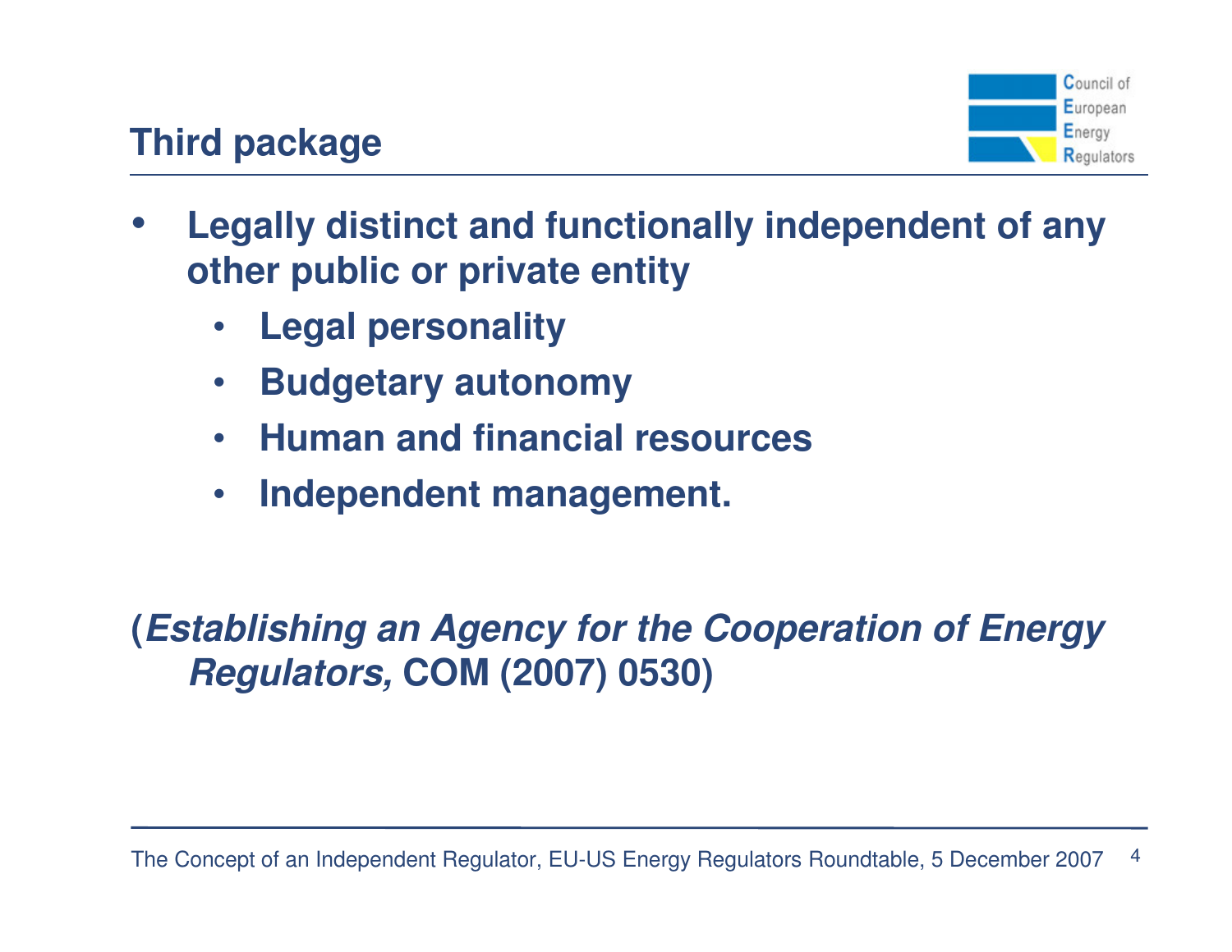## Third package

- **Legally distinct and functionally independent of any other public or private entity**
  - **Legal personality**
  - **Budgetary autonomy**
  - **Human and financial resources**
  - **Independent management.**

**(*Establishing an Agency for the Cooperation of Energy Regulators,* COM (2007) 0530)**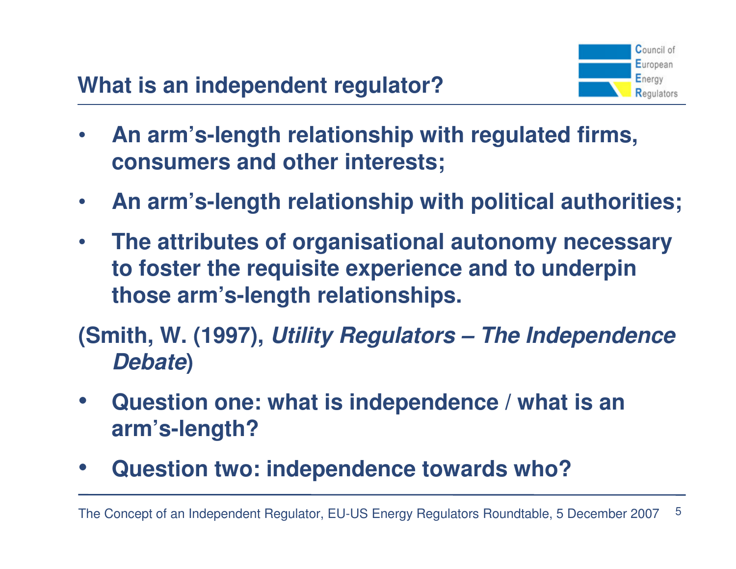## What is an independent regulator?

- **An arm's-length relationship with regulated firms, consumers and other interests;**
- **An arm's-length relationship with political authorities;**
- **The attributes of organisational autonomy necessary to foster the requisite experience and to underpin those arm's-length relationships.**

**(Smith, W. (1997), *Utility Regulators – The Independence Debate*)**

- **Question one: what is independence / what is an arm's-length?**
- **Question two: independence towards who?**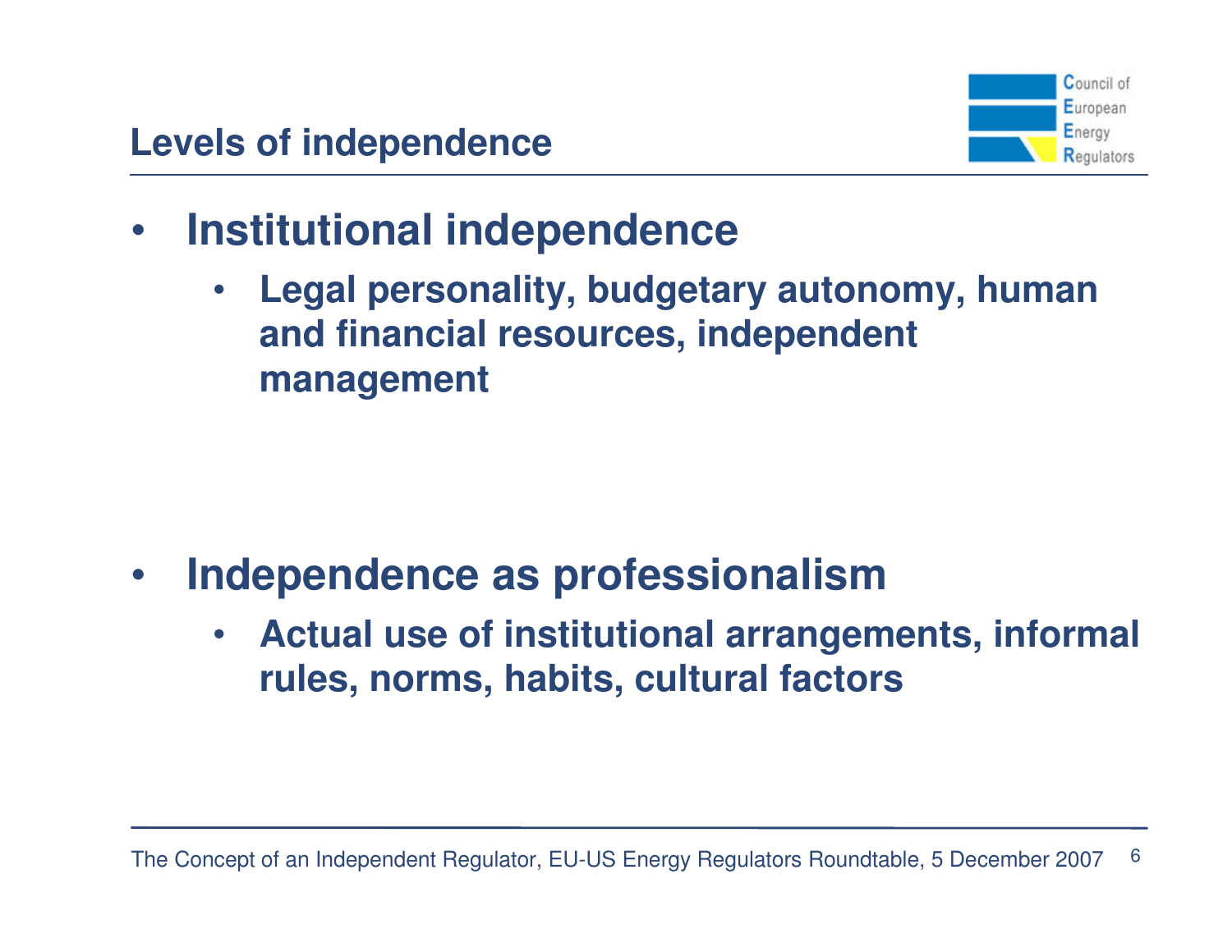## Levels of independence

- **Institutional independence**
  - **Legal personality, budgetary autonomy, human and financial resources, independent management**

- **Independence as professionalism**
  - **Actual use of institutional arrangements, informal rules, norms, habits, cultural factors**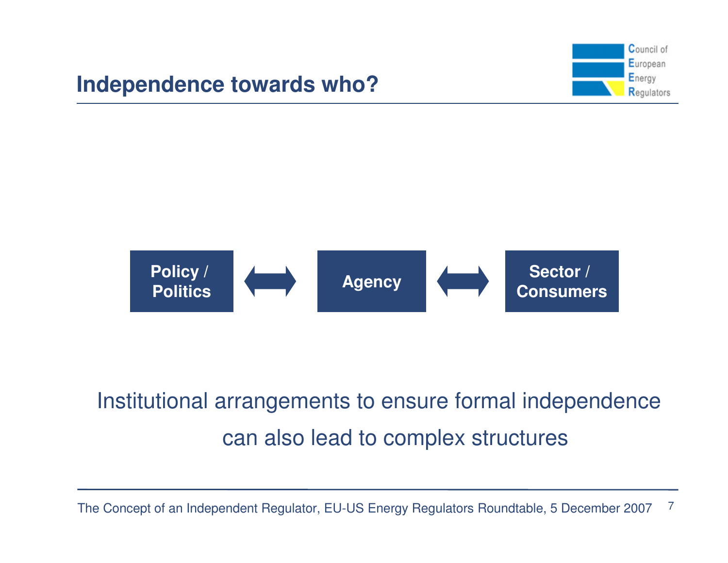## Independence towards who?

Policy / Politics ⟷ Agency ⟷ Sector / Consumers

Institutional arrangements to ensure formal independence can also lead to complex structures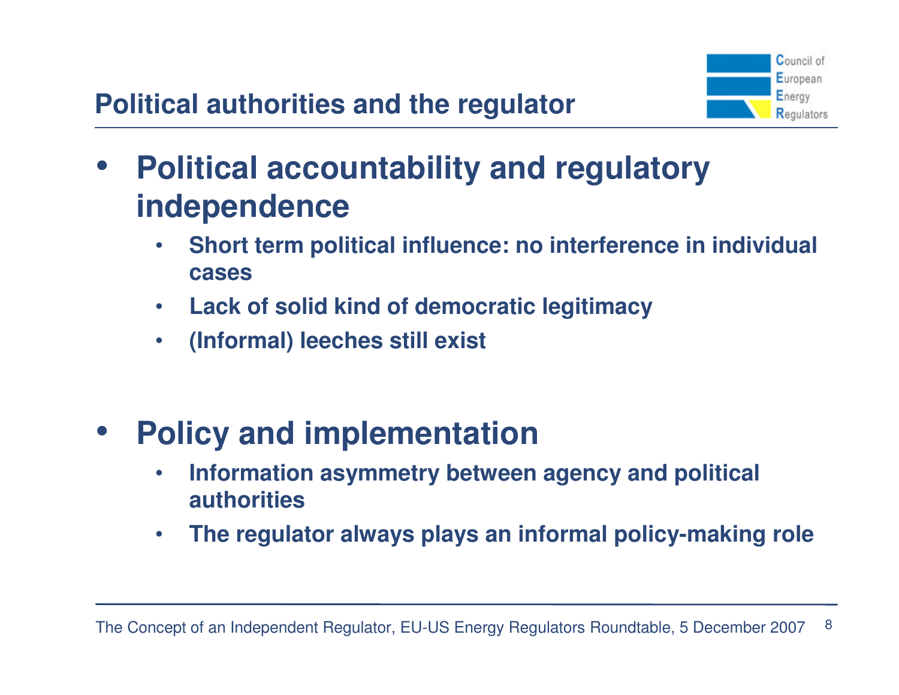## Political authorities and the regulator

- **Political accountability and regulatory independence**
  - **Short term political influence: no interference in individual cases**
  - **Lack of solid kind of democratic legitimacy**
  - **(Informal) leeches still exist**

- **Policy and implementation**
  - **Information asymmetry between agency and political authorities**
  - **The regulator always plays an informal policy-making role**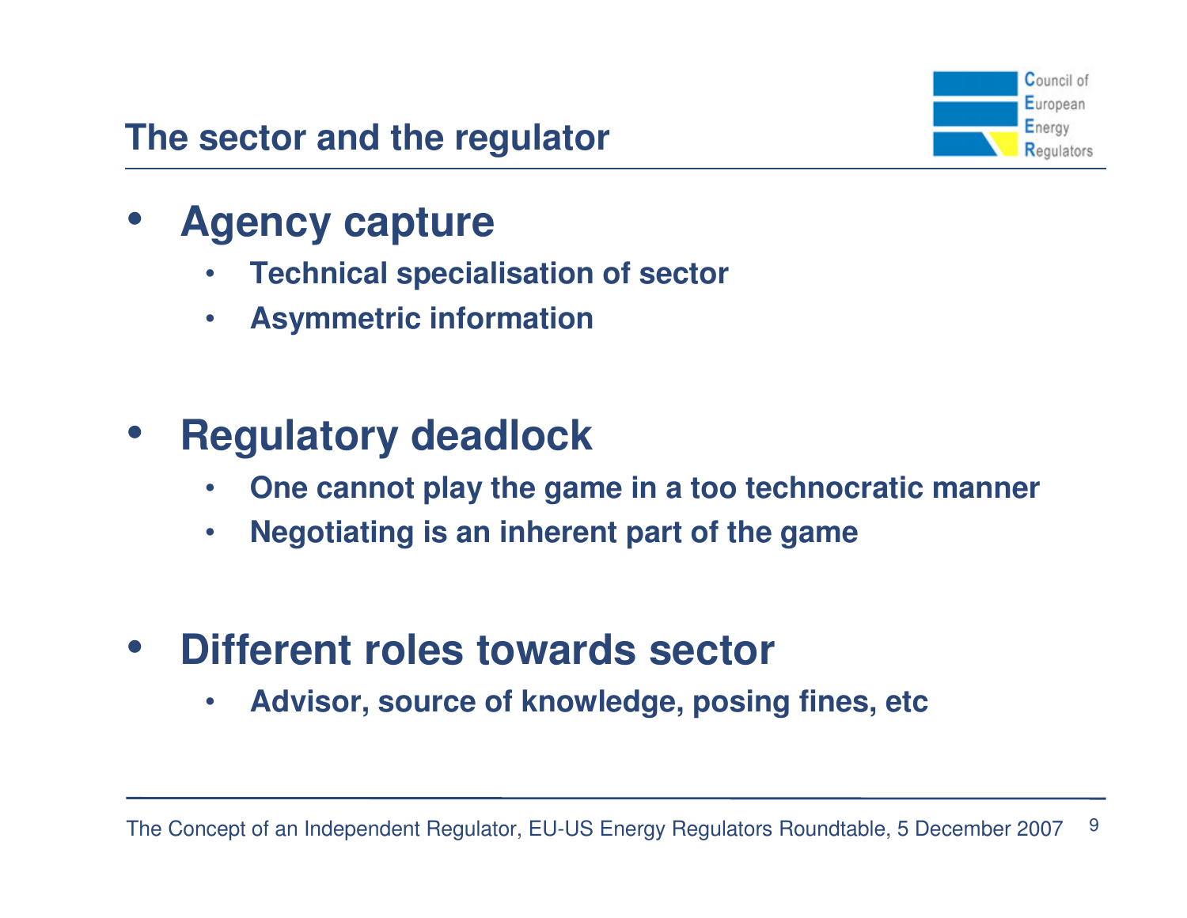## The sector and the regulator

- **Agency capture**
  - **Technical specialisation of sector**
  - **Asymmetric information**

- **Regulatory deadlock**
  - **One cannot play the game in a too technocratic manner**
  - **Negotiating is an inherent part of the game**

- **Different roles towards sector**
  - **Advisor, source of knowledge, posing fines, etc**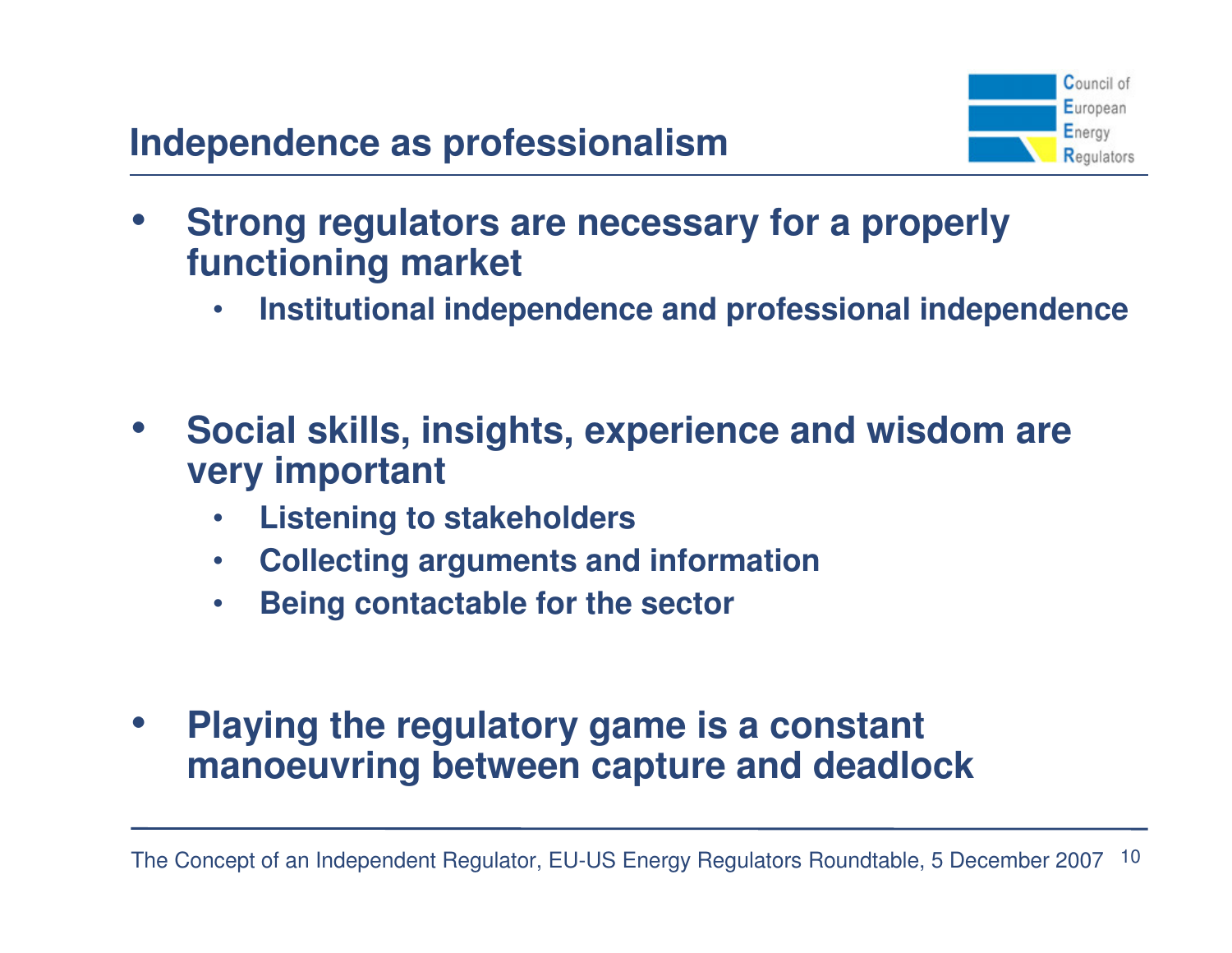## Independence as professionalism

- **Strong regulators are necessary for a properly functioning market**
  - **Institutional independence and professional independence**

- **Social skills, insights, experience and wisdom are very important**
  - **Listening to stakeholders**
  - **Collecting arguments and information**
  - **Being contactable for the sector**

- **Playing the regulatory game is a constant manoeuvring between capture and deadlock**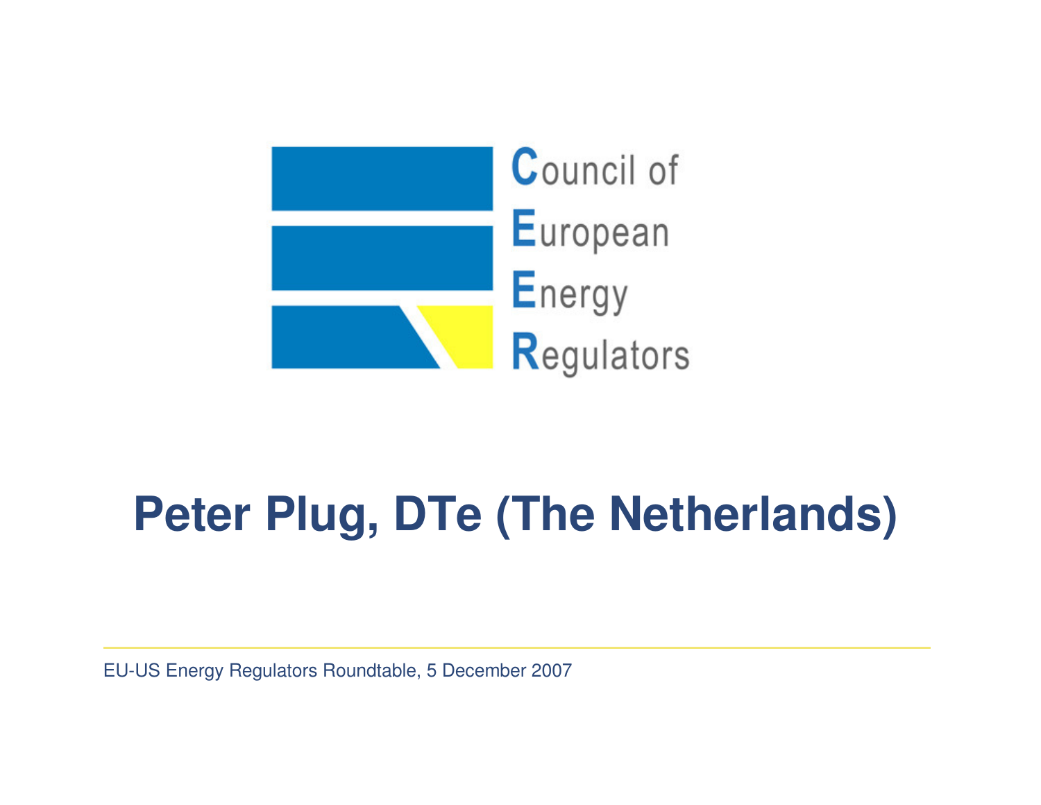Council of
European
Energy
Regulators

# Peter Plug, DTe (The Netherlands)

EU-US Energy Regulators Roundtable, 5 December 2007